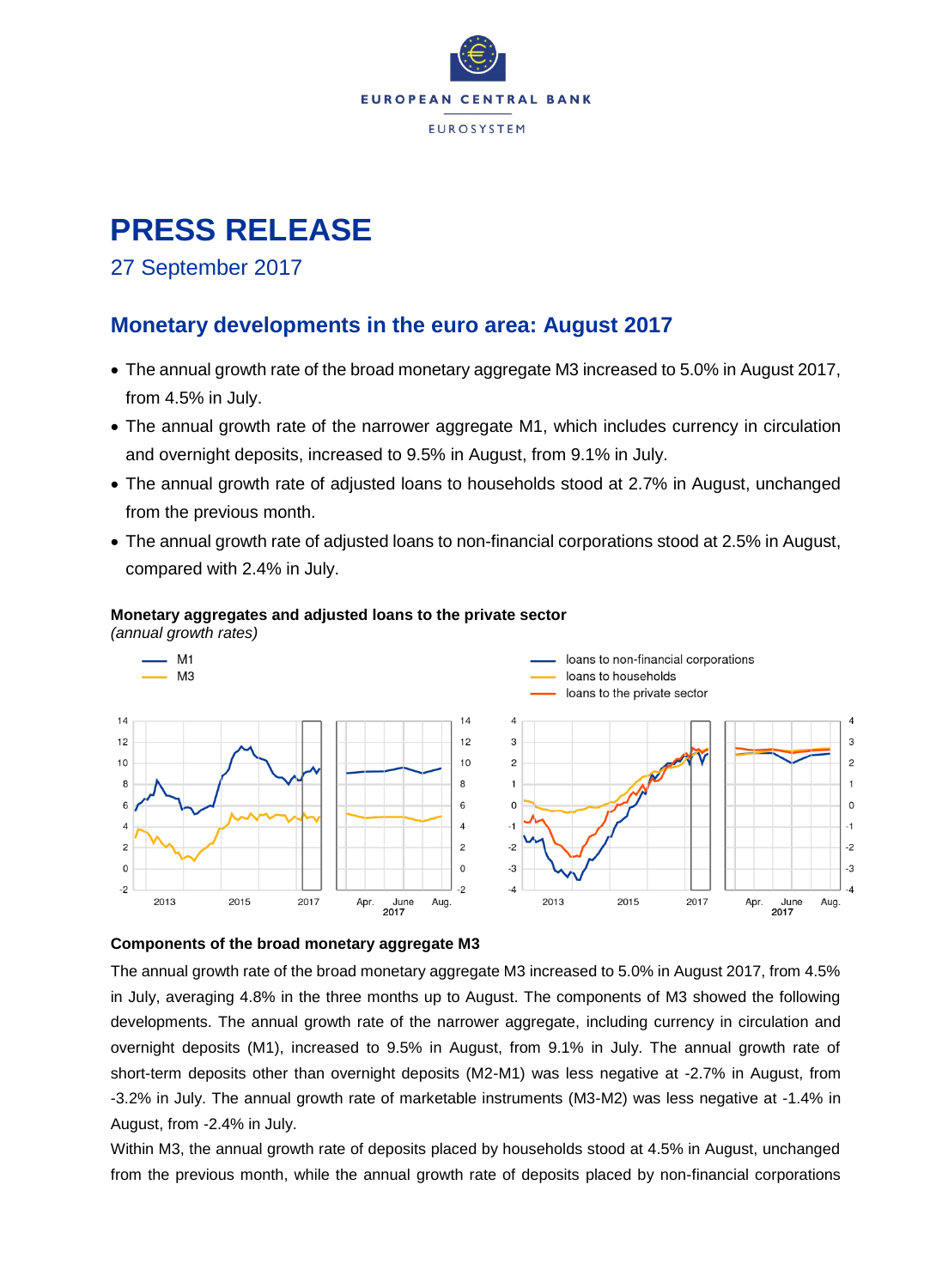EUROPEAN CENTRAL BANK

EUROSYSTEM

# PRESS RELEASE

27 September 2017

## Monetary developments in the euro area: August 2017

- The annual growth rate of the broad monetary aggregate M3 increased to 5.0% in August 2017, from 4.5% in July.
- The annual growth rate of the narrower aggregate M1, which includes currency in circulation and overnight deposits, increased to 9.5% in August, from 9.1% in July.
- The annual growth rate of adjusted loans to households stood at 2.7% in August, unchanged from the previous month.
- The annual growth rate of adjusted loans to non-financial corporations stood at 2.5% in August, compared with 2.4% in July.

**Monetary aggregates and adjusted loans to the private sector**
*(annual growth rates)*

### Components of the broad monetary aggregate M3

The annual growth rate of the broad monetary aggregate M3 increased to 5.0% in August 2017, from 4.5% in July, averaging 4.8% in the three months up to August. The components of M3 showed the following developments. The annual growth rate of the narrower aggregate, including currency in circulation and overnight deposits (M1), increased to 9.5% in August, from 9.1% in July. The annual growth rate of short-term deposits other than overnight deposits (M2-M1) was less negative at -2.7% in August, from -3.2% in July. The annual growth rate of marketable instruments (M3-M2) was less negative at -1.4% in August, from -2.4% in July.

Within M3, the annual growth rate of deposits placed by households stood at 4.5% in August, unchanged from the previous month, while the annual growth rate of deposits placed by non-financial corporations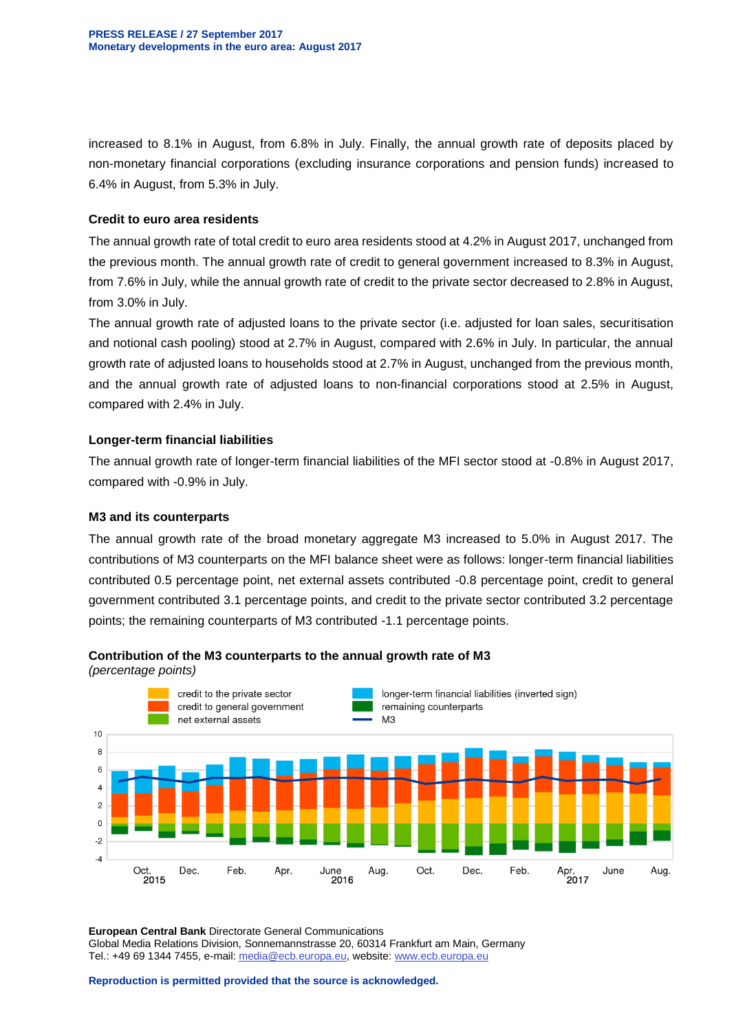increased to 8.1% in August, from 6.8% in July. Finally, the annual growth rate of deposits placed by non-monetary financial corporations (excluding insurance corporations and pension funds) increased to 6.4% in August, from 5.3% in July.

#### Credit to euro area residents

The annual growth rate of total credit to euro area residents stood at 4.2% in August 2017, unchanged from the previous month. The annual growth rate of credit to general government increased to 8.3% in August, from 7.6% in July, while the annual growth rate of credit to the private sector decreased to 2.8% in August, from 3.0% in July.

The annual growth rate of adjusted loans to the private sector (i.e. adjusted for loan sales, securitisation and notional cash pooling) stood at 2.7% in August, compared with 2.6% in July. In particular, the annual growth rate of adjusted loans to households stood at 2.7% in August, unchanged from the previous month, and the annual growth rate of adjusted loans to non-financial corporations stood at 2.5% in August, compared with 2.4% in July.

#### Longer-term financial liabilities

The annual growth rate of longer-term financial liabilities of the MFI sector stood at -0.8% in August 2017, compared with -0.9% in July.

#### M3 and its counterparts

The annual growth rate of the broad monetary aggregate M3 increased to 5.0% in August 2017. The contributions of M3 counterparts on the MFI balance sheet were as follows: longer-term financial liabilities contributed 0.5 percentage point, net external assets contributed -0.8 percentage point, credit to general government contributed 3.1 percentage points, and credit to the private sector contributed 3.2 percentage points; the remaining counterparts of M3 contributed -1.1 percentage points.

**Contribution of the M3 counterparts to the annual growth rate of M3**
*(percentage points)*

**European Central Bank** Directorate General Communications
Global Media Relations Division, Sonnemannstrasse 20, 60314 Frankfurt am Main, Germany
Tel.: +49 69 1344 7455, e-mail: media@ecb.europa.eu, website: www.ecb.europa.eu

**Reproduction is permitted provided that the source is acknowledged.**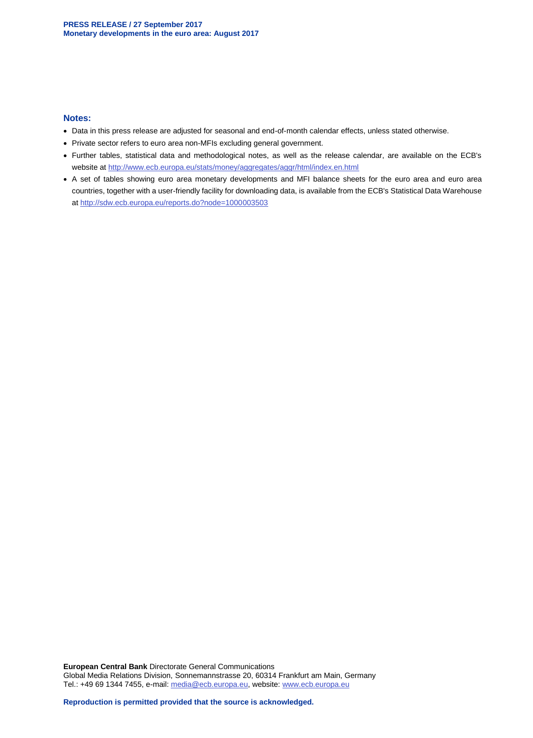## Notes:

- Data in this press release are adjusted for seasonal and end-of-month calendar effects, unless stated otherwise.
- Private sector refers to euro area non-MFIs excluding general government.
- Further tables, statistical data and methodological notes, as well as the release calendar, are available on the ECB's website at http://www.ecb.europa.eu/stats/money/aggregates/aggr/html/index.en.html
- A set of tables showing euro area monetary developments and MFI balance sheets for the euro area and euro area countries, together with a user-friendly facility for downloading data, is available from the ECB's Statistical Data Warehouse at http://sdw.ecb.europa.eu/reports.do?node=1000003503

**European Central Bank** Directorate General Communications
Global Media Relations Division, Sonnemannstrasse 20, 60314 Frankfurt am Main, Germany
Tel.: +49 69 1344 7455, e-mail: media@ecb.europa.eu, website: www.ecb.europa.eu

**Reproduction is permitted provided that the source is acknowledged.**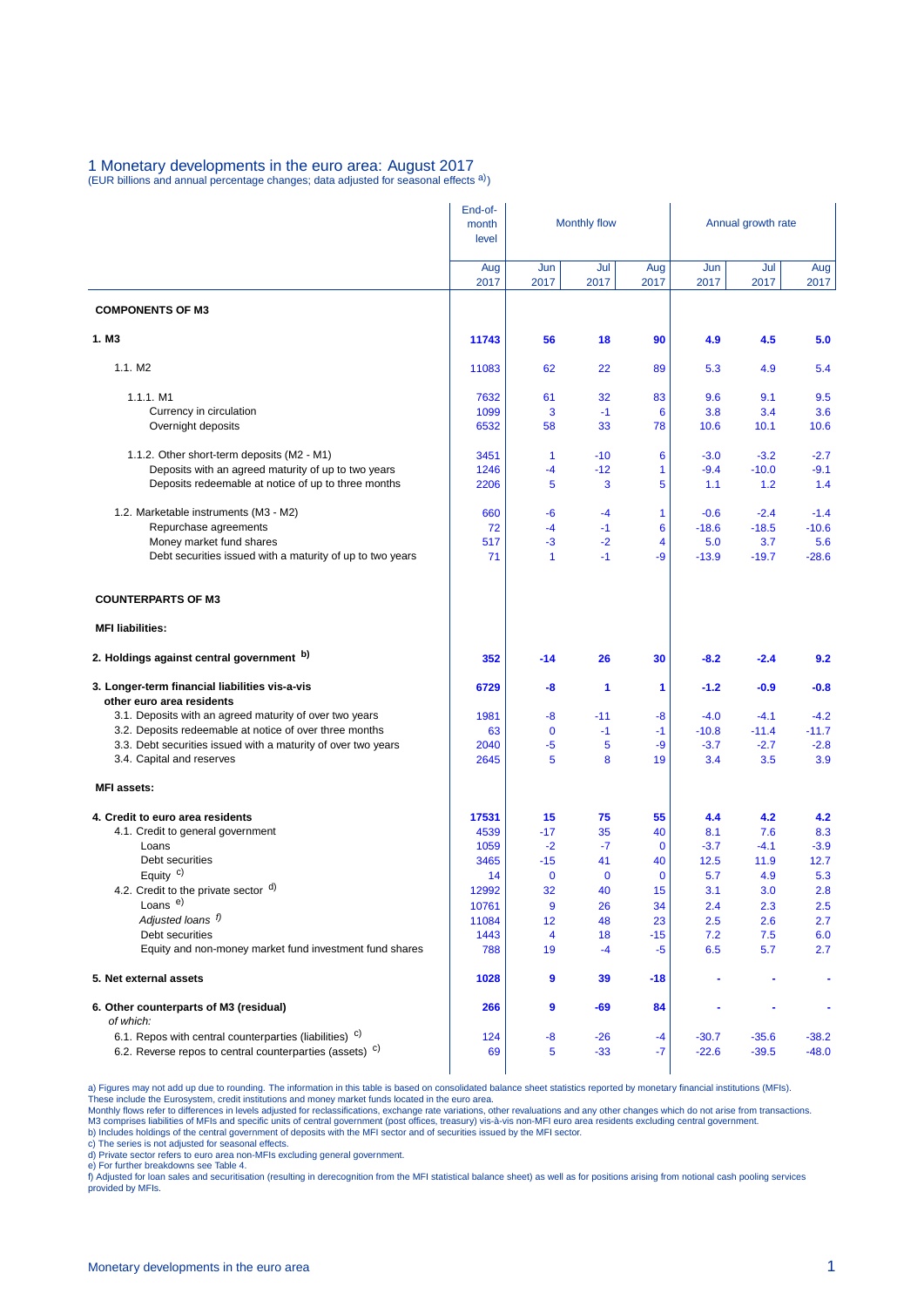# 1 Monetary developments in the euro area: August 2017

(EUR billions and annual percentage changes; data adjusted for seasonal effects a))

| | End-of-month level | Monthly flow | | | Annual growth rate | | |
|---|---|---|---|---|---|---|---|
| | Aug 2017 | Jun 2017 | Jul 2017 | Aug 2017 | Jun 2017 | Jul 2017 | Aug 2017 |
| **COMPONENTS OF M3** | | | | | | | |
| **1. M3** | **11743** | **56** | **18** | **90** | **4.9** | **4.5** | **5.0** |
| 1.1. M2 | 11083 | 62 | 22 | 89 | 5.3 | 4.9 | 5.4 |
| 1.1.1. M1 | 7632 | 61 | 32 | 83 | 9.6 | 9.1 | 9.5 |
| Currency in circulation | 1099 | 3 | -1 | 6 | 3.8 | 3.4 | 3.6 |
| Overnight deposits | 6532 | 58 | 33 | 78 | 10.6 | 10.1 | 10.6 |
| 1.1.2. Other short-term deposits (M2 - M1) | 3451 | 1 | -10 | 6 | -3.0 | -3.2 | -2.7 |
| Deposits with an agreed maturity of up to two years | 1246 | -4 | -12 | 1 | -9.4 | -10.0 | -9.1 |
| Deposits redeemable at notice of up to three months | 2206 | 5 | 3 | 5 | 1.1 | 1.2 | 1.4 |
| 1.2. Marketable instruments (M3 - M2) | 660 | -6 | -4 | 1 | -0.6 | -2.4 | -1.4 |
| Repurchase agreements | 72 | -4 | -1 | 6 | -18.6 | -18.5 | -10.6 |
| Money market fund shares | 517 | -3 | -2 | 4 | 5.0 | 3.7 | 5.6 |
| Debt securities issued with a maturity of up to two years | 71 | 1 | -1 | -9 | -13.9 | -19.7 | -28.6 |
| **COUNTERPARTS OF M3** | | | | | | | |
| **MFI liabilities:** | | | | | | | |
| **2. Holdings against central government b)** | **352** | **-14** | **26** | **30** | **-8.2** | **-2.4** | **9.2** |
| **3. Longer-term financial liabilities vis-a-vis other euro area residents** | **6729** | **-8** | **1** | **1** | **-1.2** | **-0.9** | **-0.8** |
| 3.1. Deposits with an agreed maturity of over two years | 1981 | -8 | -11 | -8 | -4.0 | -4.1 | -4.2 |
| 3.2. Deposits redeemable at notice of over three months | 63 | 0 | -1 | -1 | -10.8 | -11.4 | -11.7 |
| 3.3. Debt securities issued with a maturity of over two years | 2040 | -5 | 5 | -9 | -3.7 | -2.7 | -2.8 |
| 3.4. Capital and reserves | 2645 | 5 | 8 | 19 | 3.4 | 3.5 | 3.9 |
| **MFI assets:** | | | | | | | |
| **4. Credit to euro area residents** | **17531** | **15** | **75** | **55** | **4.4** | **4.2** | **4.2** |
| 4.1. Credit to general government | 4539 | -17 | 35 | 40 | 8.1 | 7.6 | 8.3 |
| Loans | 1059 | -2 | -7 | 0 | -3.7 | -4.1 | -3.9 |
| Debt securities | 3465 | -15 | 41 | 40 | 12.5 | 11.9 | 12.7 |
| Equity c) | 14 | 0 | 0 | 0 | 5.7 | 4.9 | 5.3 |
| 4.2. Credit to the private sector d) | 12992 | 32 | 40 | 15 | 3.1 | 3.0 | 2.8 |
| Loans e) | 10761 | 9 | 26 | 34 | 2.4 | 2.3 | 2.5 |
| *Adjusted loans f)* | 11084 | 12 | 48 | 23 | 2.5 | 2.6 | 2.7 |
| Debt securities | 1443 | 4 | 18 | -15 | 7.2 | 7.5 | 6.0 |
| Equity and non-money market fund investment fund shares | 788 | 19 | -4 | -5 | 6.5 | 5.7 | 2.7 |
| **5. Net external assets** | **1028** | **9** | **39** | **-18** | **-** | **-** | **-** |
| **6. Other counterparts of M3 (residual)** *of which:* | **266** | **9** | **-69** | **84** | **-** | **-** | **-** |
| 6.1. Repos with central counterparties (liabilities) c) | 124 | -8 | -26 | -4 | -30.7 | -35.6 | -38.2 |
| 6.2. Reverse repos to central counterparties (assets) c) | 69 | 5 | -33 | -7 | -22.6 | -39.5 | -48.0 |

a) Figures may not add up due to rounding. The information in this table is based on consolidated balance sheet statistics reported by monetary financial institutions (MFIs). These include the Eurosystem, credit institutions and money market funds located in the euro area.
Monthly flows refer to differences in levels adjusted for reclassifications, exchange rate variations, other revaluations and any other changes which do not arise from transactions.
M3 comprises liabilities of MFIs and specific units of central government (post offices, treasury) vis-à-vis non-MFI euro area residents excluding central government.
b) Includes holdings of the central government of deposits with the MFI sector and of securities issued by the MFI sector.
c) The series is not adjusted for seasonal effects.
d) Private sector refers to euro area non-MFIs excluding general government.
e) For further breakdowns see Table 4.
f) Adjusted for loan sales and securitisation (resulting in derecognition from the MFI statistical balance sheet) as well as for positions arising from notional cash pooling services provided by MFIs.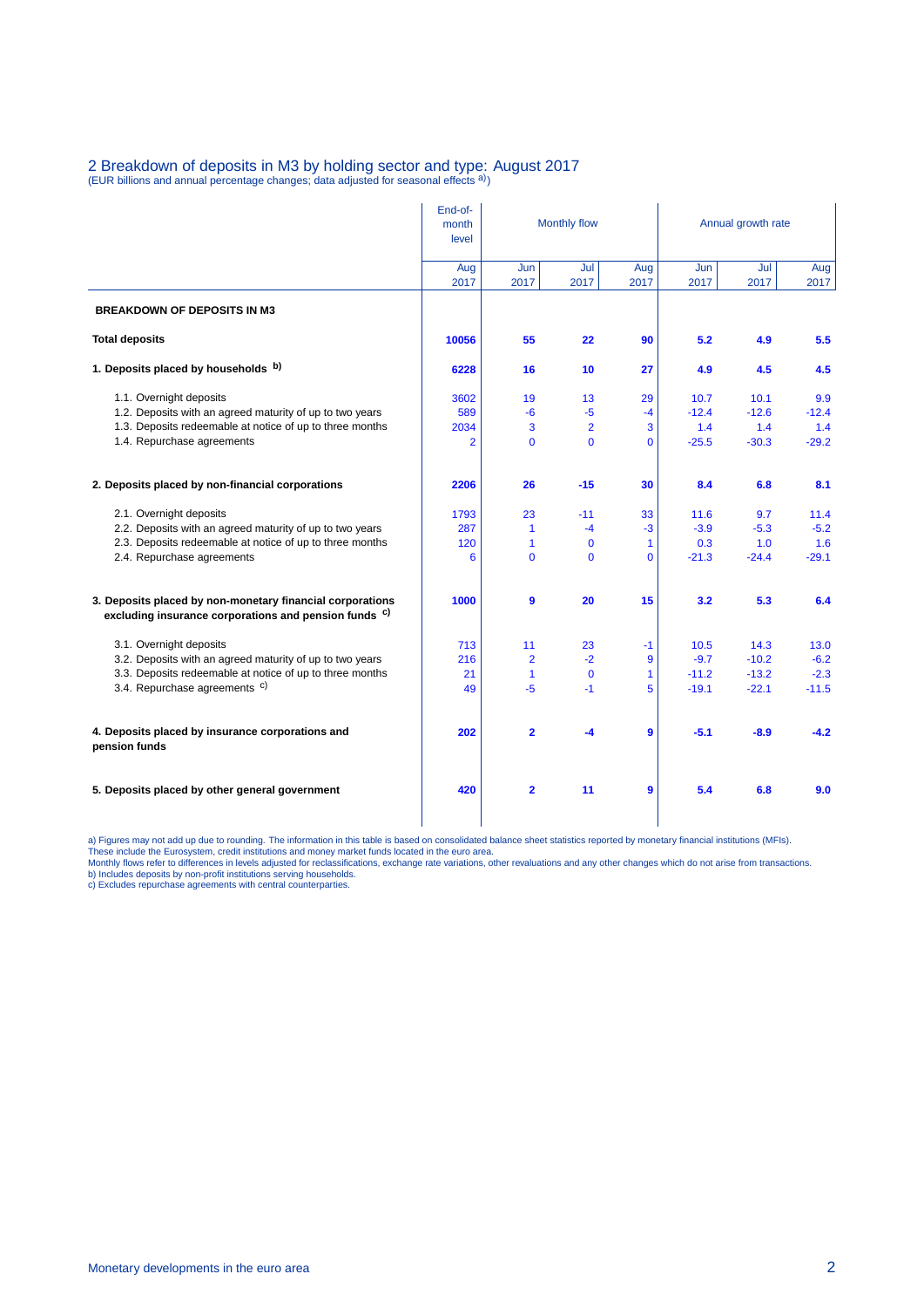## 2 Breakdown of deposits in M3 by holding sector and type: August 2017

(EUR billions and annual percentage changes; data adjusted for seasonal effects [a])

| | End-of-month level | Monthly flow | | | Annual growth rate | | |
|---|---|---|---|---|---|---|---|
| | Aug 2017 | Jun 2017 | Jul 2017 | Aug 2017 | Jun 2017 | Jul 2017 | Aug 2017 |
| **BREAKDOWN OF DEPOSITS IN M3** | | | | | | | |
| **Total deposits** | **10056** | **55** | **22** | **90** | **5.2** | **4.9** | **5.5** |
| **1. Deposits placed by households [b]** | **6228** | **16** | **10** | **27** | **4.9** | **4.5** | **4.5** |
| 1.1. Overnight deposits | 3602 | 19 | 13 | 29 | 10.7 | 10.1 | 9.9 |
| 1.2. Deposits with an agreed maturity of up to two years | 589 | -6 | -5 | -4 | -12.4 | -12.6 | -12.4 |
| 1.3. Deposits redeemable at notice of up to three months | 2034 | 3 | 2 | 3 | 1.4 | 1.4 | 1.4 |
| 1.4. Repurchase agreements | 2 | 0 | 0 | 0 | -25.5 | -30.3 | -29.2 |
| **2. Deposits placed by non-financial corporations** | **2206** | **26** | **-15** | **30** | **8.4** | **6.8** | **8.1** |
| 2.1. Overnight deposits | 1793 | 23 | -11 | 33 | 11.6 | 9.7 | 11.4 |
| 2.2. Deposits with an agreed maturity of up to two years | 287 | 1 | -4 | -3 | -3.9 | -5.3 | -5.2 |
| 2.3. Deposits redeemable at notice of up to three months | 120 | 1 | 0 | 1 | 0.3 | 1.0 | 1.6 |
| 2.4. Repurchase agreements | 6 | 0 | 0 | 0 | -21.3 | -24.4 | -29.1 |
| **3. Deposits placed by non-monetary financial corporations excluding insurance corporations and pension funds [c]** | **1000** | **9** | **20** | **15** | **3.2** | **5.3** | **6.4** |
| 3.1. Overnight deposits | 713 | 11 | 23 | -1 | 10.5 | 14.3 | 13.0 |
| 3.2. Deposits with an agreed maturity of up to two years | 216 | 2 | -2 | 9 | -9.7 | -10.2 | -6.2 |
| 3.3. Deposits redeemable at notice of up to three months | 21 | 1 | 0 | 1 | -11.2 | -13.2 | -2.3 |
| 3.4. Repurchase agreements [c] | 49 | -5 | -1 | 5 | -19.1 | -22.1 | -11.5 |
| **4. Deposits placed by insurance corporations and pension funds** | **202** | **2** | **-4** | **9** | **-5.1** | **-8.9** | **-4.2** |
| **5. Deposits placed by other general government** | **420** | **2** | **11** | **9** | **5.4** | **6.8** | **9.0** |

a) Figures may not add up due to rounding. The information in this table is based on consolidated balance sheet statistics reported by monetary financial institutions (MFIs). These include the Eurosystem, credit institutions and money market funds located in the euro area.
Monthly flows refer to differences in levels adjusted for reclassifications, exchange rate variations, other revaluations and any other changes which do not arise from transactions.
b) Includes deposits by non-profit institutions serving households.
c) Excludes repurchase agreements with central counterparties.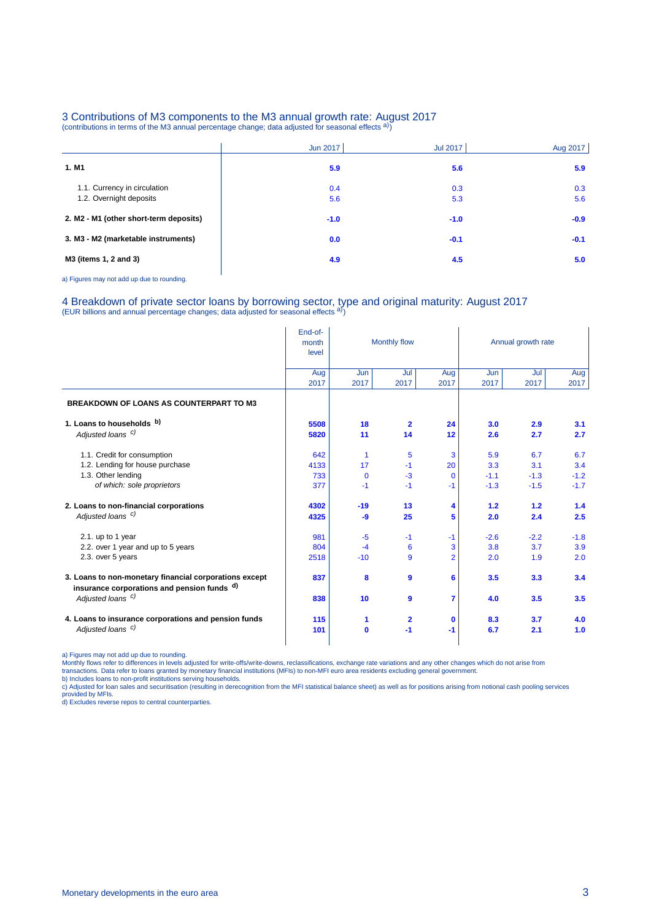## 3 Contributions of M3 components to the M3 annual growth rate: August 2017

(contributions in terms of the M3 annual percentage change; data adjusted for seasonal effects [a)])

| | Jun 2017 | Jul 2017 | Aug 2017 |
|---|---|---|---|
| **1. M1** | **5.9** | **5.6** | **5.9** |
| 1.1. Currency in circulation | 0.4 | 0.3 | 0.3 |
| 1.2. Overnight deposits | 5.6 | 5.3 | 5.6 |
| **2. M2 - M1 (other short-term deposits)** | **-1.0** | **-1.0** | **-0.9** |
| **3. M3 - M2 (marketable instruments)** | **0.0** | **-0.1** | **-0.1** |
| **M3 (items 1, 2 and 3)** | **4.9** | **4.5** | **5.0** |

a) Figures may not add up due to rounding.

## 4 Breakdown of private sector loans by borrowing sector, type and original maturity: August 2017

(EUR billions and annual percentage changes; data adjusted for seasonal effects [a)])

| | End-of-month level | Monthly flow | | | Annual growth rate | | |
|---|---|---|---|---|---|---|---|
| | Aug 2017 | Jun 2017 | Jul 2017 | Aug 2017 | Jun 2017 | Jul 2017 | Aug 2017 |
| **BREAKDOWN OF LOANS AS COUNTERPART TO M3** | | | | | | | |
| **1. Loans to households [b)]** | **5508** | **18** | **2** | **24** | **3.0** | **2.9** | **3.1** |
| *Adjusted loans [c)]* | **5820** | **11** | **14** | **12** | **2.6** | **2.7** | **2.7** |
| 1.1. Credit for consumption | 642 | 1 | 5 | 3 | 5.9 | 6.7 | 6.7 |
| 1.2. Lending for house purchase | 4133 | 17 | -1 | 20 | 3.3 | 3.1 | 3.4 |
| 1.3. Other lending | 733 | 0 | -3 | 0 | -1.1 | -1.3 | -1.2 |
| *of which: sole proprietors* | 377 | -1 | -1 | -1 | -1.3 | -1.5 | -1.7 |
| **2. Loans to non-financial corporations** | **4302** | **-19** | **13** | **4** | **1.2** | **1.2** | **1.4** |
| *Adjusted loans [c)]* | **4325** | **-9** | **25** | **5** | **2.0** | **2.4** | **2.5** |
| 2.1. up to 1 year | 981 | -5 | -1 | -1 | -2.6 | -2.2 | -1.8 |
| 2.2. over 1 year and up to 5 years | 804 | -4 | 6 | 3 | 3.8 | 3.7 | 3.9 |
| 2.3. over 5 years | 2518 | -10 | 9 | 2 | 2.0 | 1.9 | 2.0 |
| **3. Loans to non-monetary financial corporations except insurance corporations and pension funds [d)]** | **837** | **8** | **9** | **6** | **3.5** | **3.3** | **3.4** |
| *Adjusted loans [c)]* | **838** | **10** | **9** | **7** | **4.0** | **3.5** | **3.5** |
| **4. Loans to insurance corporations and pension funds** | **115** | **1** | **2** | **0** | **8.3** | **3.7** | **4.0** |
| *Adjusted loans [c)]* | **101** | **0** | **-1** | **-1** | **6.7** | **2.1** | **1.0** |

a) Figures may not add up due to rounding.
Monthly flows refer to differences in levels adjusted for write-offs/write-downs, reclassifications, exchange rate variations and any other changes which do not arise from transactions. Data refer to loans granted by monetary financial institutions (MFIs) to non-MFI euro area residents excluding general government.
b) Includes loans to non-profit institutions serving households.
c) Adjusted for loan sales and securitisation (resulting in derecognition from the MFI statistical balance sheet) as well as for positions arising from notional cash pooling services provided by MFIs.
d) Excludes reverse repos to central counterparties.